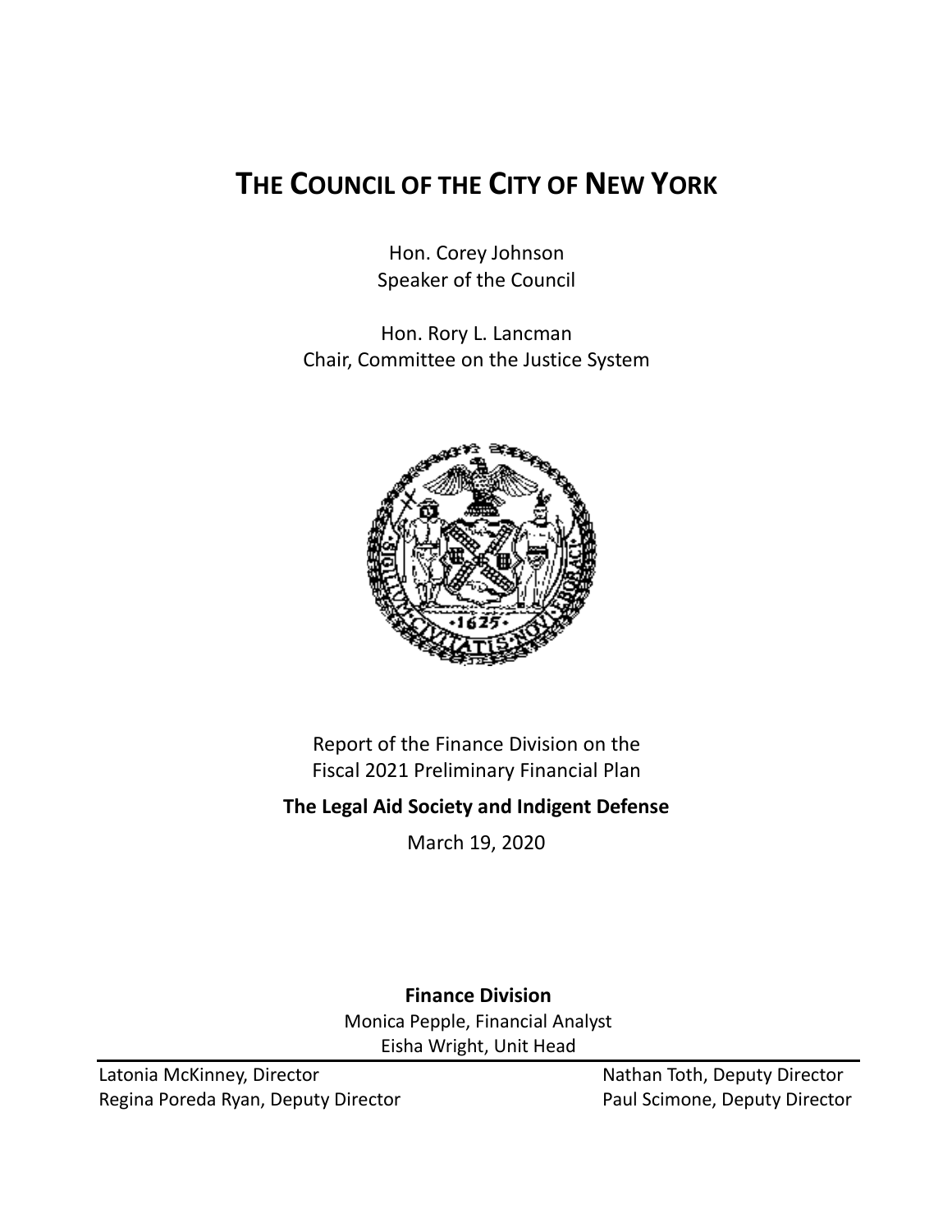# THE COUNCIL OF THE CITY OF NEW YORK

Hon. Corey Johnson
Speaker of the Council

Hon. Rory L. Lancman
Chair, Committee on the Justice System

Report of the Finance Division on the
Fiscal 2021 Preliminary Financial Plan

**The Legal Aid Society and Indigent Defense**

March 19, 2020

**Finance Division**

Monica Pepple, Financial Analyst
Eisha Wright, Unit Head

Latonia McKinney, Director
Regina Poreda Ryan, Deputy Director
Nathan Toth, Deputy Director
Paul Scimone, Deputy Director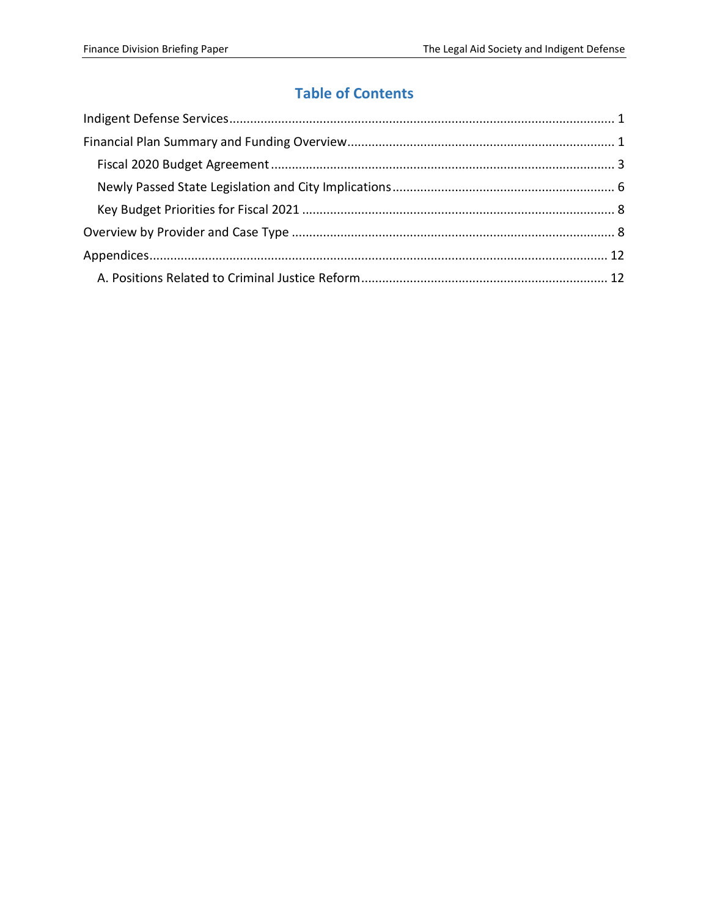# Table of Contents

Indigent Defense Services ............................................................................................................. 1

Financial Plan Summary and Funding Overview ............................................................................ 1

- Fiscal 2020 Budget Agreement ................................................................................................. 3
- Newly Passed State Legislation and City Implications ............................................................... 6
- Key Budget Priorities for Fiscal 2021 ......................................................................................... 8

Overview by Provider and Case Type ............................................................................................ 8

Appendices .................................................................................................................................. 12

- A. Positions Related to Criminal Justice Reform ...................................................................... 12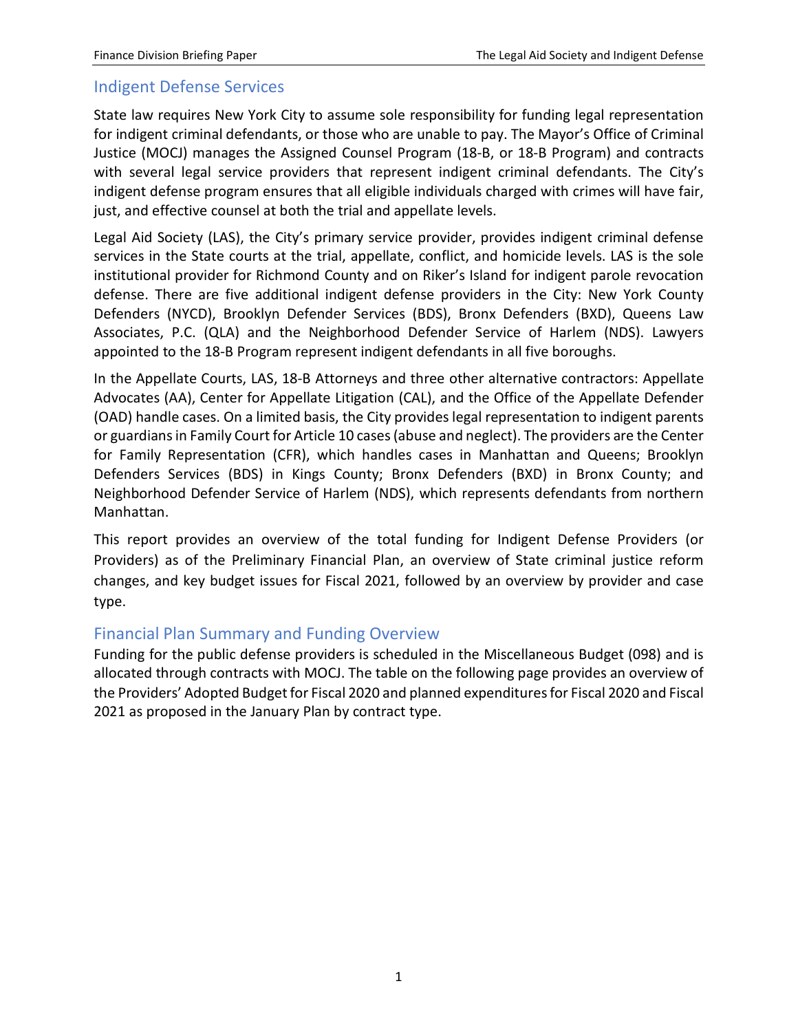## Indigent Defense Services

State law requires New York City to assume sole responsibility for funding legal representation for indigent criminal defendants, or those who are unable to pay. The Mayor's Office of Criminal Justice (MOCJ) manages the Assigned Counsel Program (18-B, or 18-B Program) and contracts with several legal service providers that represent indigent criminal defendants. The City's indigent defense program ensures that all eligible individuals charged with crimes will have fair, just, and effective counsel at both the trial and appellate levels.

Legal Aid Society (LAS), the City's primary service provider, provides indigent criminal defense services in the State courts at the trial, appellate, conflict, and homicide levels. LAS is the sole institutional provider for Richmond County and on Riker's Island for indigent parole revocation defense. There are five additional indigent defense providers in the City: New York County Defenders (NYCD), Brooklyn Defender Services (BDS), Bronx Defenders (BXD), Queens Law Associates, P.C. (QLA) and the Neighborhood Defender Service of Harlem (NDS). Lawyers appointed to the 18-B Program represent indigent defendants in all five boroughs.

In the Appellate Courts, LAS, 18-B Attorneys and three other alternative contractors: Appellate Advocates (AA), Center for Appellate Litigation (CAL), and the Office of the Appellate Defender (OAD) handle cases. On a limited basis, the City provides legal representation to indigent parents or guardians in Family Court for Article 10 cases (abuse and neglect). The providers are the Center for Family Representation (CFR), which handles cases in Manhattan and Queens; Brooklyn Defenders Services (BDS) in Kings County; Bronx Defenders (BXD) in Bronx County; and Neighborhood Defender Service of Harlem (NDS), which represents defendants from northern Manhattan.

This report provides an overview of the total funding for Indigent Defense Providers (or Providers) as of the Preliminary Financial Plan, an overview of State criminal justice reform changes, and key budget issues for Fiscal 2021, followed by an overview by provider and case type.

## Financial Plan Summary and Funding Overview

Funding for the public defense providers is scheduled in the Miscellaneous Budget (098) and is allocated through contracts with MOCJ. The table on the following page provides an overview of the Providers' Adopted Budget for Fiscal 2020 and planned expenditures for Fiscal 2020 and Fiscal 2021 as proposed in the January Plan by contract type.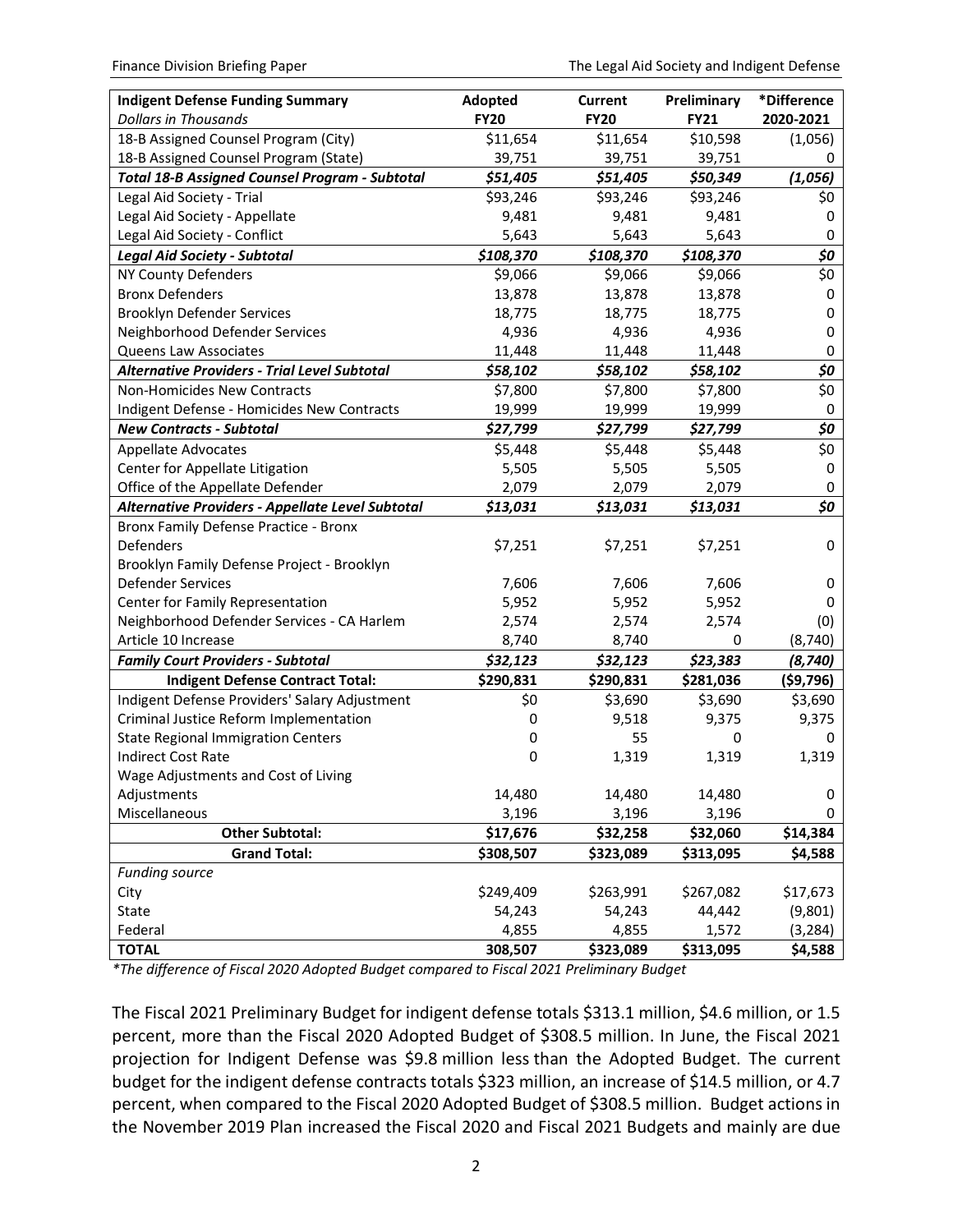| **Indigent Defense Funding Summary** *Dollars in Thousands* | **Adopted FY20** | **Current FY20** | **Preliminary FY21** | **\*Difference 2020-2021** |
|---|---|---|---|---|
| 18-B Assigned Counsel Program (City) | $11,654 | $11,654 | $10,598 | (1,056) |
| 18-B Assigned Counsel Program (State) | 39,751 | 39,751 | 39,751 | 0 |
| ***Total 18-B Assigned Counsel Program - Subtotal*** | ***$51,405*** | ***$51,405*** | ***$50,349*** | ***(1,056)*** |
| Legal Aid Society - Trial | $93,246 | $93,246 | $93,246 | $0 |
| Legal Aid Society - Appellate | 9,481 | 9,481 | 9,481 | 0 |
| Legal Aid Society - Conflict | 5,643 | 5,643 | 5,643 | 0 |
| ***Legal Aid Society - Subtotal*** | ***$108,370*** | ***$108,370*** | ***$108,370*** | ***$0*** |
| NY County Defenders | $9,066 | $9,066 | $9,066 | $0 |
| Bronx Defenders | 13,878 | 13,878 | 13,878 | 0 |
| Brooklyn Defender Services | 18,775 | 18,775 | 18,775 | 0 |
| Neighborhood Defender Services | 4,936 | 4,936 | 4,936 | 0 |
| Queens Law Associates | 11,448 | 11,448 | 11,448 | 0 |
| ***Alternative Providers - Trial Level Subtotal*** | ***$58,102*** | ***$58,102*** | ***$58,102*** | ***$0*** |
| Non-Homicides New Contracts | $7,800 | $7,800 | $7,800 | $0 |
| Indigent Defense - Homicides New Contracts | 19,999 | 19,999 | 19,999 | 0 |
| ***New Contracts - Subtotal*** | ***$27,799*** | ***$27,799*** | ***$27,799*** | ***$0*** |
| Appellate Advocates | $5,448 | $5,448 | $5,448 | $0 |
| Center for Appellate Litigation | 5,505 | 5,505 | 5,505 | 0 |
| Office of the Appellate Defender | 2,079 | 2,079 | 2,079 | 0 |
| ***Alternative Providers - Appellate Level Subtotal*** | ***$13,031*** | ***$13,031*** | ***$13,031*** | ***$0*** |
| Bronx Family Defense Practice - Bronx Defenders | $7,251 | $7,251 | $7,251 | 0 |
| Brooklyn Family Defense Project - Brooklyn Defender Services | 7,606 | 7,606 | 7,606 | 0 |
| Center for Family Representation | 5,952 | 5,952 | 5,952 | 0 |
| Neighborhood Defender Services - CA Harlem | 2,574 | 2,574 | 2,574 | (0) |
| Article 10 Increase | 8,740 | 8,740 | 0 | (8,740) |
| ***Family Court Providers - Subtotal*** | ***$32,123*** | ***$32,123*** | ***$23,383*** | ***(8,740)*** |
| **Indigent Defense Contract Total:** | **$290,831** | **$290,831** | **$281,036** | **($9,796)** |
| Indigent Defense Providers' Salary Adjustment | $0 | $3,690 | $3,690 | $3,690 |
| Criminal Justice Reform Implementation | 0 | 9,518 | 9,375 | 9,375 |
| State Regional Immigration Centers | 0 | 55 | 0 | 0 |
| Indirect Cost Rate | 0 | 1,319 | 1,319 | 1,319 |
| Wage Adjustments and Cost of Living Adjustments | 14,480 | 14,480 | 14,480 | 0 |
| Miscellaneous | 3,196 | 3,196 | 3,196 | 0 |
| **Other Subtotal:** | **$17,676** | **$32,258** | **$32,060** | **$14,384** |
| **Grand Total:** | **$308,507** | **$323,089** | **$313,095** | **$4,588** |
| *Funding source* | | | | |
| City | $249,409 | $263,991 | $267,082 | $17,673 |
| State | 54,243 | 54,243 | 44,442 | (9,801) |
| Federal | 4,855 | 4,855 | 1,572 | (3,284) |
| **TOTAL** | **308,507** | **$323,089** | **$313,095** | **$4,588** |

*\*The difference of Fiscal 2020 Adopted Budget compared to Fiscal 2021 Preliminary Budget*

The Fiscal 2021 Preliminary Budget for indigent defense totals $313.1 million, $4.6 million, or 1.5 percent, more than the Fiscal 2020 Adopted Budget of $308.5 million. In June, the Fiscal 2021 projection for Indigent Defense was $9.8 million less than the Adopted Budget. The current budget for the indigent defense contracts totals $323 million, an increase of $14.5 million, or 4.7 percent, when compared to the Fiscal 2020 Adopted Budget of $308.5 million. Budget actions in the November 2019 Plan increased the Fiscal 2020 and Fiscal 2021 Budgets and mainly are due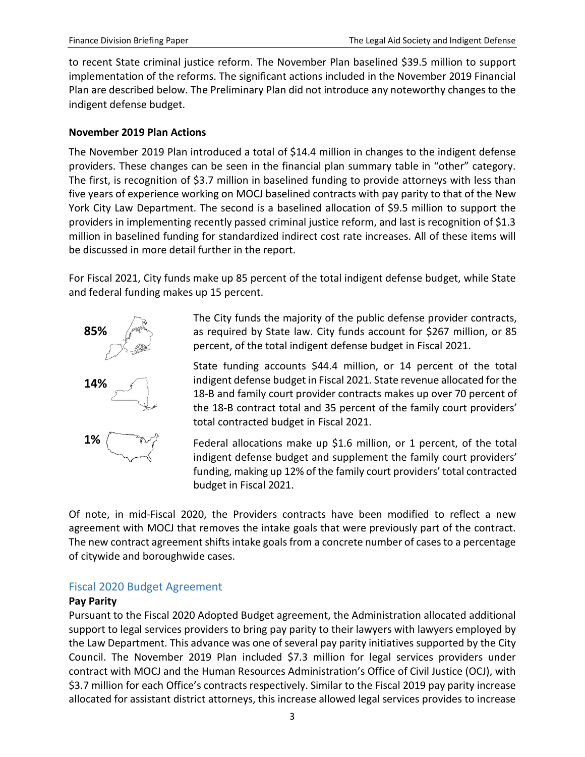to recent State criminal justice reform. The November Plan baselined $39.5 million to support implementation of the reforms. The significant actions included in the November 2019 Financial Plan are described below. The Preliminary Plan did not introduce any noteworthy changes to the indigent defense budget.

**November 2019 Plan Actions**

The November 2019 Plan introduced a total of $14.4 million in changes to the indigent defense providers. These changes can be seen in the financial plan summary table in "other" category. The first, is recognition of $3.7 million in baselined funding to provide attorneys with less than five years of experience working on MOCJ baselined contracts with pay parity to that of the New York City Law Department. The second is a baselined allocation of $9.5 million to support the providers in implementing recently passed criminal justice reform, and last is recognition of $1.3 million in baselined funding for standardized indirect cost rate increases. All of these items will be discussed in more detail further in the report.

For Fiscal 2021, City funds make up 85 percent of the total indigent defense budget, while State and federal funding makes up 15 percent.

**85%**

The City funds the majority of the public defense provider contracts, as required by State law. City funds account for $267 million, or 85 percent, of the total indigent defense budget in Fiscal 2021.

**14%**

State funding accounts $44.4 million, or 14 percent of the total indigent defense budget in Fiscal 2021. State revenue allocated for the 18-B and family court provider contracts makes up over 70 percent of the 18-B contract total and 35 percent of the family court providers' total contracted budget in Fiscal 2021.

**1%**

Federal allocations make up $1.6 million, or 1 percent, of the total indigent defense budget and supplement the family court providers' funding, making up 12% of the family court providers' total contracted budget in Fiscal 2021.

Of note, in mid-Fiscal 2020, the Providers contracts have been modified to reflect a new agreement with MOCJ that removes the intake goals that were previously part of the contract. The new contract agreement shifts intake goals from a concrete number of cases to a percentage of citywide and boroughwide cases.

## Fiscal 2020 Budget Agreement

**Pay Parity**

Pursuant to the Fiscal 2020 Adopted Budget agreement, the Administration allocated additional support to legal services providers to bring pay parity to their lawyers with lawyers employed by the Law Department. This advance was one of several pay parity initiatives supported by the City Council. The November 2019 Plan included $7.3 million for legal services providers under contract with MOCJ and the Human Resources Administration's Office of Civil Justice (OCJ), with $3.7 million for each Office's contracts respectively. Similar to the Fiscal 2019 pay parity increase allocated for assistant district attorneys, this increase allowed legal services provides to increase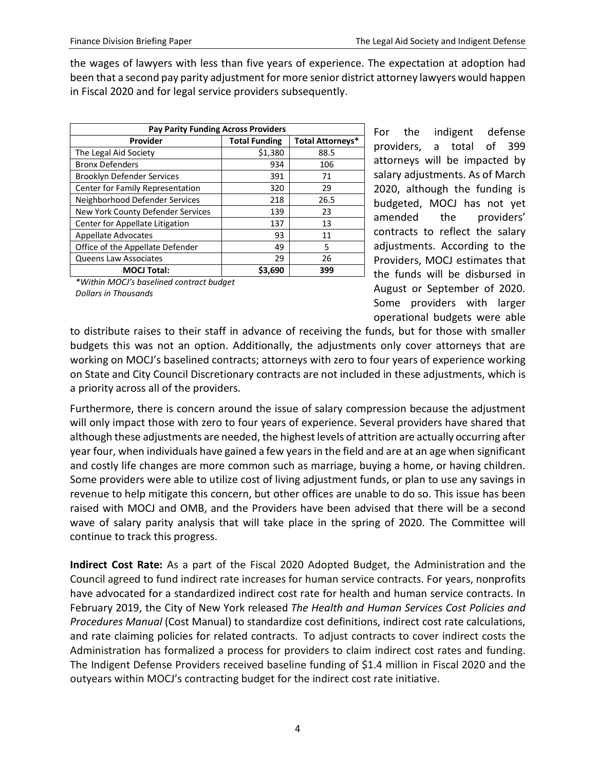the wages of lawyers with less than five years of experience. The expectation at adoption had been that a second pay parity adjustment for more senior district attorney lawyers would happen in Fiscal 2020 and for legal service providers subsequently.

| Pay Parity Funding Across Providers | | |
|---|---|---|
| **Provider** | **Total Funding** | **Total Attorneys*** |
| The Legal Aid Society | $1,380 | 88.5 |
| Bronx Defenders | 934 | 106 |
| Brooklyn Defender Services | 391 | 71 |
| Center for Family Representation | 320 | 29 |
| Neighborhood Defender Services | 218 | 26.5 |
| New York County Defender Services | 139 | 23 |
| Center for Appellate Litigation | 137 | 13 |
| Appellate Advocates | 93 | 11 |
| Office of the Appellate Defender | 49 | 5 |
| Queens Law Associates | 29 | 26 |
| **MOCJ Total:** | **$3,690** | **399** |

*\*Within MOCJ's baselined contract budget*
*Dollars in Thousands*

For the indigent defense providers, a total of 399 attorneys will be impacted by salary adjustments. As of March 2020, although the funding is budgeted, MOCJ has not yet amended the providers' contracts to reflect the salary adjustments. According to the Providers, MOCJ estimates that the funds will be disbursed in August or September of 2020. Some providers with larger operational budgets were able to distribute raises to their staff in advance of receiving the funds, but for those with smaller budgets this was not an option. Additionally, the adjustments only cover attorneys that are working on MOCJ's baselined contracts; attorneys with zero to four years of experience working on State and City Council Discretionary contracts are not included in these adjustments, which is a priority across all of the providers.

Furthermore, there is concern around the issue of salary compression because the adjustment will only impact those with zero to four years of experience. Several providers have shared that although these adjustments are needed, the highest levels of attrition are actually occurring after year four, when individuals have gained a few years in the field and are at an age when significant and costly life changes are more common such as marriage, buying a home, or having children. Some providers were able to utilize cost of living adjustment funds, or plan to use any savings in revenue to help mitigate this concern, but other offices are unable to do so. This issue has been raised with MOCJ and OMB, and the Providers have been advised that there will be a second wave of salary parity analysis that will take place in the spring of 2020. The Committee will continue to track this progress.

**Indirect Cost Rate:** As a part of the Fiscal 2020 Adopted Budget, the Administration and the Council agreed to fund indirect rate increases for human service contracts. For years, nonprofits have advocated for a standardized indirect cost rate for health and human service contracts. In February 2019, the City of New York released *The Health and Human Services Cost Policies and Procedures Manual* (Cost Manual) to standardize cost definitions, indirect cost rate calculations, and rate claiming policies for related contracts. To adjust contracts to cover indirect costs the Administration has formalized a process for providers to claim indirect cost rates and funding. The Indigent Defense Providers received baseline funding of $1.4 million in Fiscal 2020 and the outyears within MOCJ's contracting budget for the indirect cost rate initiative.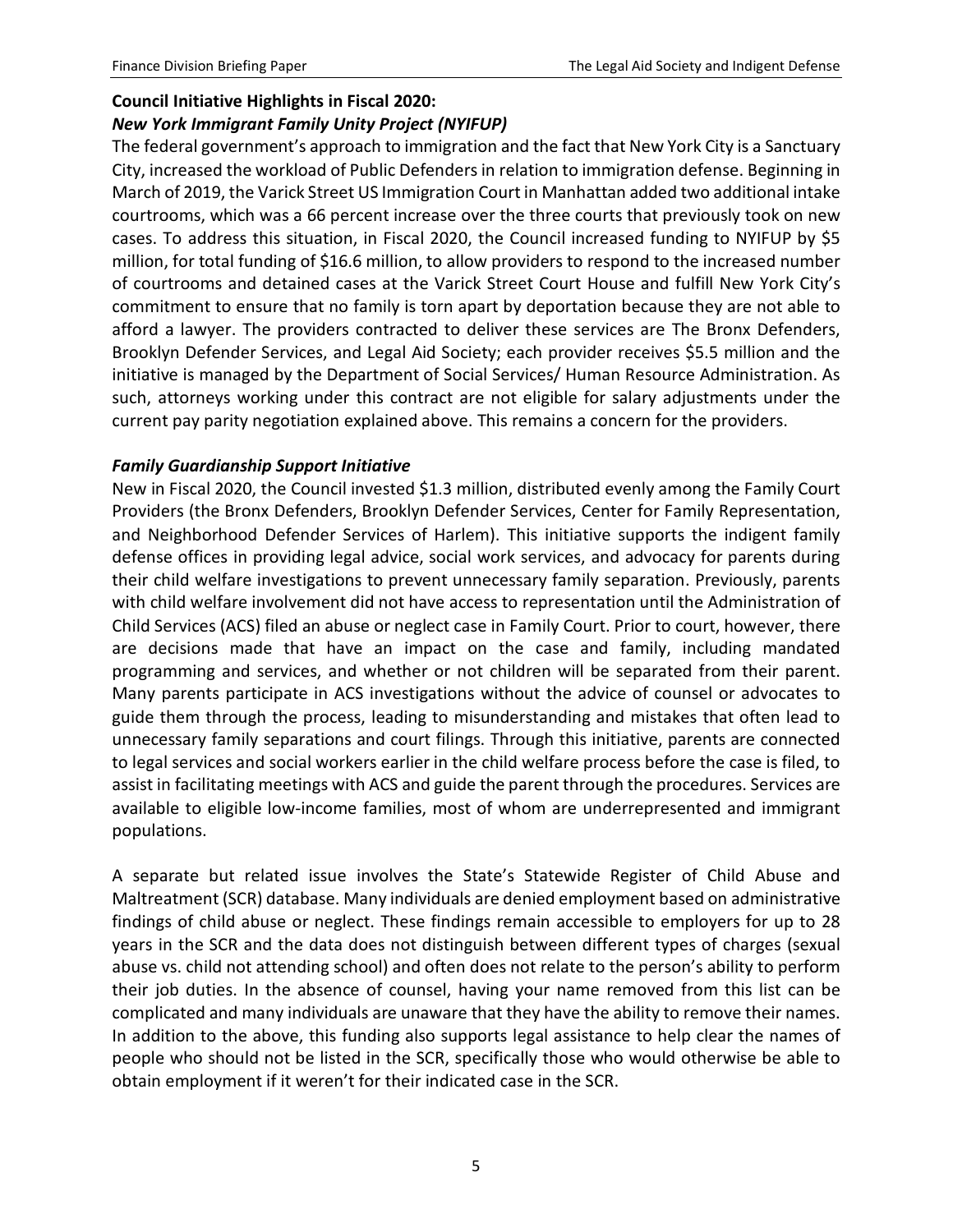**Council Initiative Highlights in Fiscal 2020:**

***New York Immigrant Family Unity Project (NYIFUP)***

The federal government's approach to immigration and the fact that New York City is a Sanctuary City, increased the workload of Public Defenders in relation to immigration defense. Beginning in March of 2019, the Varick Street US Immigration Court in Manhattan added two additional intake courtrooms, which was a 66 percent increase over the three courts that previously took on new cases. To address this situation, in Fiscal 2020, the Council increased funding to NYIFUP by $5 million, for total funding of $16.6 million, to allow providers to respond to the increased number of courtrooms and detained cases at the Varick Street Court House and fulfill New York City's commitment to ensure that no family is torn apart by deportation because they are not able to afford a lawyer. The providers contracted to deliver these services are The Bronx Defenders, Brooklyn Defender Services, and Legal Aid Society; each provider receives $5.5 million and the initiative is managed by the Department of Social Services/ Human Resource Administration. As such, attorneys working under this contract are not eligible for salary adjustments under the current pay parity negotiation explained above. This remains a concern for the providers.

***Family Guardianship Support Initiative***

New in Fiscal 2020, the Council invested $1.3 million, distributed evenly among the Family Court Providers (the Bronx Defenders, Brooklyn Defender Services, Center for Family Representation, and Neighborhood Defender Services of Harlem). This initiative supports the indigent family defense offices in providing legal advice, social work services, and advocacy for parents during their child welfare investigations to prevent unnecessary family separation. Previously, parents with child welfare involvement did not have access to representation until the Administration of Child Services (ACS) filed an abuse or neglect case in Family Court. Prior to court, however, there are decisions made that have an impact on the case and family, including mandated programming and services, and whether or not children will be separated from their parent. Many parents participate in ACS investigations without the advice of counsel or advocates to guide them through the process, leading to misunderstanding and mistakes that often lead to unnecessary family separations and court filings. Through this initiative, parents are connected to legal services and social workers earlier in the child welfare process before the case is filed, to assist in facilitating meetings with ACS and guide the parent through the procedures. Services are available to eligible low-income families, most of whom are underrepresented and immigrant populations.

A separate but related issue involves the State's Statewide Register of Child Abuse and Maltreatment (SCR) database. Many individuals are denied employment based on administrative findings of child abuse or neglect. These findings remain accessible to employers for up to 28 years in the SCR and the data does not distinguish between different types of charges (sexual abuse vs. child not attending school) and often does not relate to the person's ability to perform their job duties. In the absence of counsel, having your name removed from this list can be complicated and many individuals are unaware that they have the ability to remove their names. In addition to the above, this funding also supports legal assistance to help clear the names of people who should not be listed in the SCR, specifically those who would otherwise be able to obtain employment if it weren't for their indicated case in the SCR.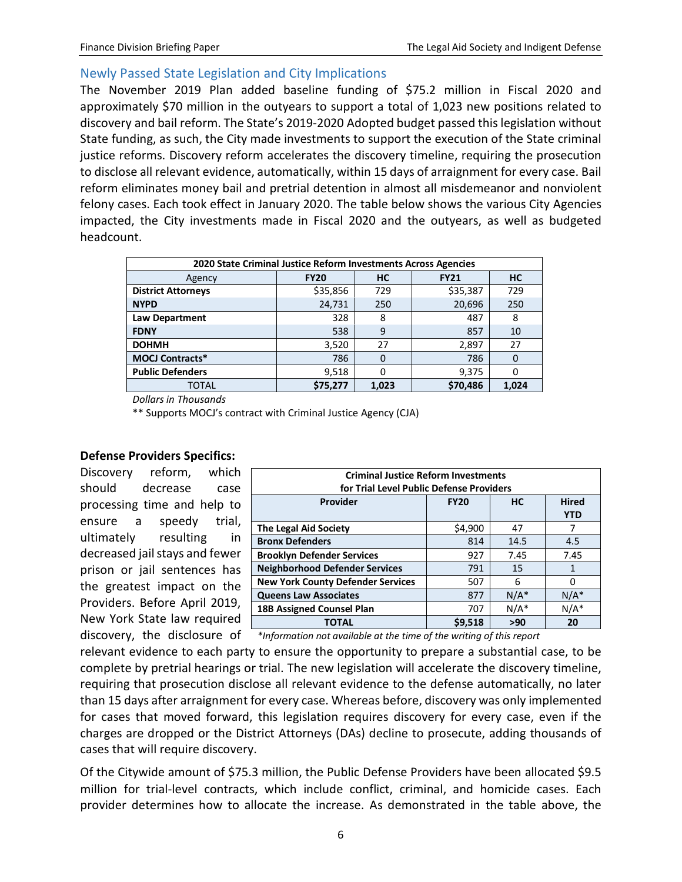## Newly Passed State Legislation and City Implications

The November 2019 Plan added baseline funding of $75.2 million in Fiscal 2020 and approximately $70 million in the outyears to support a total of 1,023 new positions related to discovery and bail reform. The State's 2019-2020 Adopted budget passed this legislation without State funding, as such, the City made investments to support the execution of the State criminal justice reforms. Discovery reform accelerates the discovery timeline, requiring the prosecution to disclose all relevant evidence, automatically, within 15 days of arraignment for every case. Bail reform eliminates money bail and pretrial detention in almost all misdemeanor and nonviolent felony cases. Each took effect in January 2020. The table below shows the various City Agencies impacted, the City investments made in Fiscal 2020 and the outyears, as well as budgeted headcount.

| 2020 State Criminal Justice Reform Investments Across Agencies | | | | |
|---|---|---|---|---|
| Agency | **FY20** | **HC** | **FY21** | **HC** |
| **District Attorneys** | $35,856 | 729 | $35,387 | 729 |
| **NYPD** | 24,731 | 250 | 20,696 | 250 |
| **Law Department** | 328 | 8 | 487 | 8 |
| **FDNY** | 538 | 9 | 857 | 10 |
| **DOHMH** | 3,520 | 27 | 2,897 | 27 |
| **MOCJ Contracts*** | 786 | 0 | 786 | 0 |
| **Public Defenders** | 9,518 | 0 | 9,375 | 0 |
| TOTAL | **$75,277** | **1,023** | **$70,486** | **1,024** |

*Dollars in Thousands*

** Supports MOCJ's contract with Criminal Justice Agency (CJA)

**Defense Providers Specifics:**

Discovery reform, which should decrease case processing time and help to ensure a speedy trial, ultimately resulting in decreased jail stays and fewer prison or jail sentences has the greatest impact on the Providers. Before April 2019, New York State law required discovery, the disclosure of relevant evidence to each party to ensure the opportunity to prepare a substantial case, to be complete by pretrial hearings or trial. The new legislation will accelerate the discovery timeline, requiring that prosecution disclose all relevant evidence to the defense automatically, no later than 15 days after arraignment for every case. Whereas before, discovery was only implemented for cases that moved forward, this legislation requires discovery for every case, even if the charges are dropped or the District Attorneys (DAs) decline to prosecute, adding thousands of cases that will require discovery.

| Criminal Justice Reform Investments for Trial Level Public Defense Providers | | | |
|---|---|---|---|
| **Provider** | **FY20** | **HC** | **Hired YTD** |
| **The Legal Aid Society** | $4,900 | 47 | 7 |
| **Bronx Defenders** | 814 | 14.5 | 4.5 |
| **Brooklyn Defender Services** | 927 | 7.45 | 7.45 |
| **Neighborhood Defender Services** | 791 | 15 | 1 |
| **New York County Defender Services** | 507 | 6 | 0 |
| **Queens Law Associates** | 877 | N/A* | N/A* |
| **18B Assigned Counsel Plan** | 707 | N/A* | N/A* |
| **TOTAL** | **$9,518** | **>90** | **20** |

*\*Information not available at the time of the writing of this report*

Of the Citywide amount of $75.3 million, the Public Defense Providers have been allocated $9.5 million for trial-level contracts, which include conflict, criminal, and homicide cases. Each provider determines how to allocate the increase. As demonstrated in the table above, the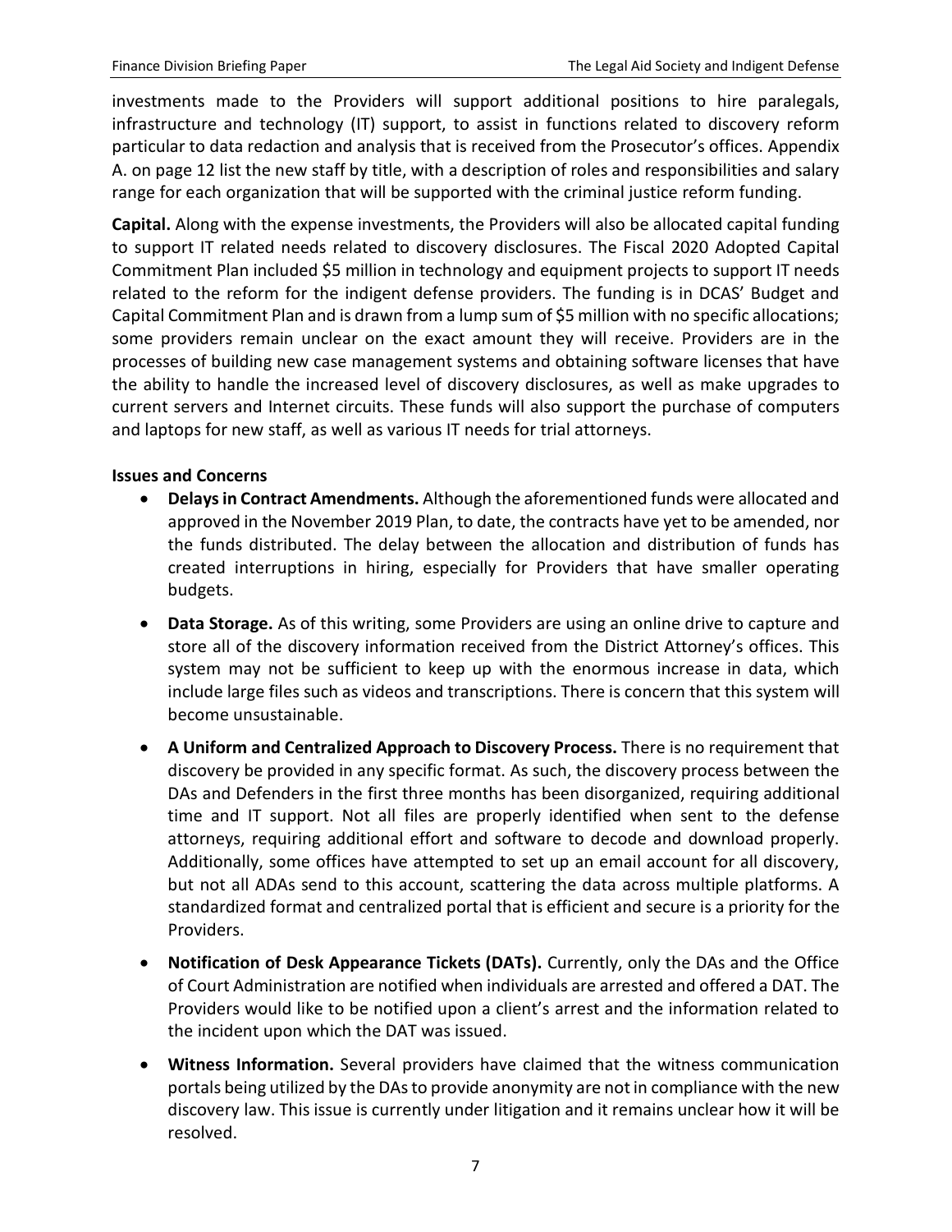investments made to the Providers will support additional positions to hire paralegals, infrastructure and technology (IT) support, to assist in functions related to discovery reform particular to data redaction and analysis that is received from the Prosecutor's offices. Appendix A. on page 12 list the new staff by title, with a description of roles and responsibilities and salary range for each organization that will be supported with the criminal justice reform funding.

**Capital.** Along with the expense investments, the Providers will also be allocated capital funding to support IT related needs related to discovery disclosures. The Fiscal 2020 Adopted Capital Commitment Plan included $5 million in technology and equipment projects to support IT needs related to the reform for the indigent defense providers. The funding is in DCAS' Budget and Capital Commitment Plan and is drawn from a lump sum of $5 million with no specific allocations; some providers remain unclear on the exact amount they will receive. Providers are in the processes of building new case management systems and obtaining software licenses that have the ability to handle the increased level of discovery disclosures, as well as make upgrades to current servers and Internet circuits. These funds will also support the purchase of computers and laptops for new staff, as well as various IT needs for trial attorneys.

**Issues and Concerns**

- **Delays in Contract Amendments.** Although the aforementioned funds were allocated and approved in the November 2019 Plan, to date, the contracts have yet to be amended, nor the funds distributed. The delay between the allocation and distribution of funds has created interruptions in hiring, especially for Providers that have smaller operating budgets.
- **Data Storage.** As of this writing, some Providers are using an online drive to capture and store all of the discovery information received from the District Attorney's offices. This system may not be sufficient to keep up with the enormous increase in data, which include large files such as videos and transcriptions. There is concern that this system will become unsustainable.
- **A Uniform and Centralized Approach to Discovery Process.** There is no requirement that discovery be provided in any specific format. As such, the discovery process between the DAs and Defenders in the first three months has been disorganized, requiring additional time and IT support. Not all files are properly identified when sent to the defense attorneys, requiring additional effort and software to decode and download properly. Additionally, some offices have attempted to set up an email account for all discovery, but not all ADAs send to this account, scattering the data across multiple platforms. A standardized format and centralized portal that is efficient and secure is a priority for the Providers.
- **Notification of Desk Appearance Tickets (DATs).** Currently, only the DAs and the Office of Court Administration are notified when individuals are arrested and offered a DAT. The Providers would like to be notified upon a client's arrest and the information related to the incident upon which the DAT was issued.
- **Witness Information.** Several providers have claimed that the witness communication portals being utilized by the DAs to provide anonymity are not in compliance with the new discovery law. This issue is currently under litigation and it remains unclear how it will be resolved.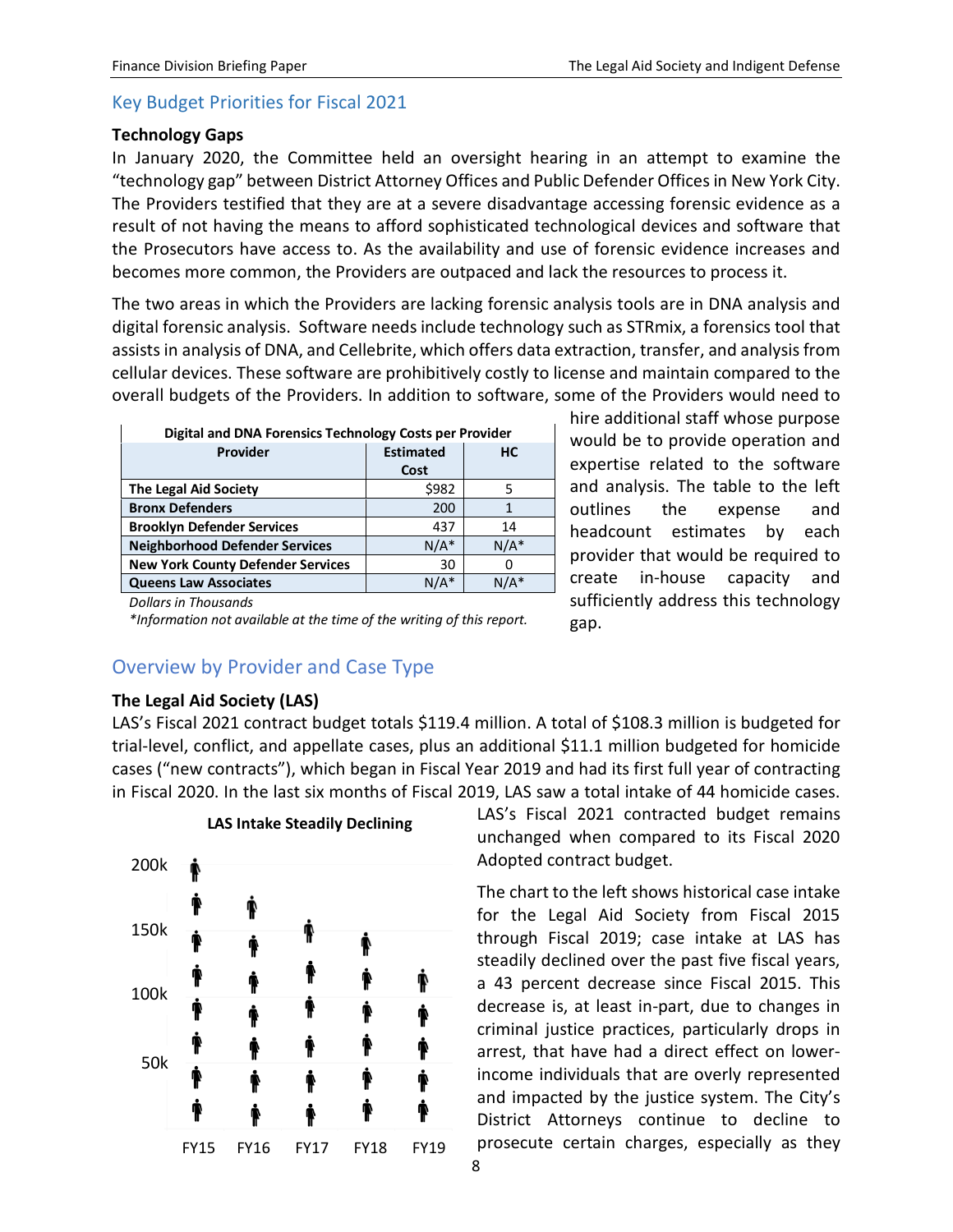## Key Budget Priorities for Fiscal 2021

### Technology Gaps

In January 2020, the Committee held an oversight hearing in an attempt to examine the "technology gap" between District Attorney Offices and Public Defender Offices in New York City. The Providers testified that they are at a severe disadvantage accessing forensic evidence as a result of not having the means to afford sophisticated technological devices and software that the Prosecutors have access to. As the availability and use of forensic evidence increases and becomes more common, the Providers are outpaced and lack the resources to process it.

The two areas in which the Providers are lacking forensic analysis tools are in DNA analysis and digital forensic analysis. Software needs include technology such as STRmix, a forensics tool that assists in analysis of DNA, and Cellebrite, which offers data extraction, transfer, and analysis from cellular devices. These software are prohibitively costly to license and maintain compared to the overall budgets of the Providers. In addition to software, some of the Providers would need to hire additional staff whose purpose would be to provide operation and expertise related to the software and analysis. The table to the left outlines the expense and headcount estimates by each provider that would be required to create in-house capacity and sufficiently address this technology gap.

**Digital and DNA Forensics Technology Costs per Provider**

| Provider | Estimated Cost | HC |
|---|---|---|
| **The Legal Aid Society** | $982 | 5 |
| **Bronx Defenders** | 200 | 1 |
| **Brooklyn Defender Services** | 437 | 14 |
| **Neighborhood Defender Services** | N/A* | N/A* |
| **New York County Defender Services** | 30 | 0 |
| **Queens Law Associates** | N/A* | N/A* |

*Dollars in Thousands*

*\*Information not available at the time of the writing of this report.*

## Overview by Provider and Case Type

### The Legal Aid Society (LAS)

LAS's Fiscal 2021 contract budget totals $119.4 million. A total of $108.3 million is budgeted for trial-level, conflict, and appellate cases, plus an additional $11.1 million budgeted for homicide cases ("new contracts"), which began in Fiscal Year 2019 and had its first full year of contracting in Fiscal 2020. In the last six months of Fiscal 2019, LAS saw a total intake of 44 homicide cases. LAS's Fiscal 2021 contracted budget remains unchanged when compared to its Fiscal 2020 Adopted contract budget.

**LAS Intake Steadily Declining**

The chart to the left shows historical case intake for the Legal Aid Society from Fiscal 2015 through Fiscal 2019; case intake at LAS has steadily declined over the past five fiscal years, a 43 percent decrease since Fiscal 2015. This decrease is, at least in-part, due to changes in criminal justice practices, particularly drops in arrest, that have had a direct effect on lower-income individuals that are overly represented and impacted by the justice system. The City's District Attorneys continue to decline to prosecute certain charges, especially as they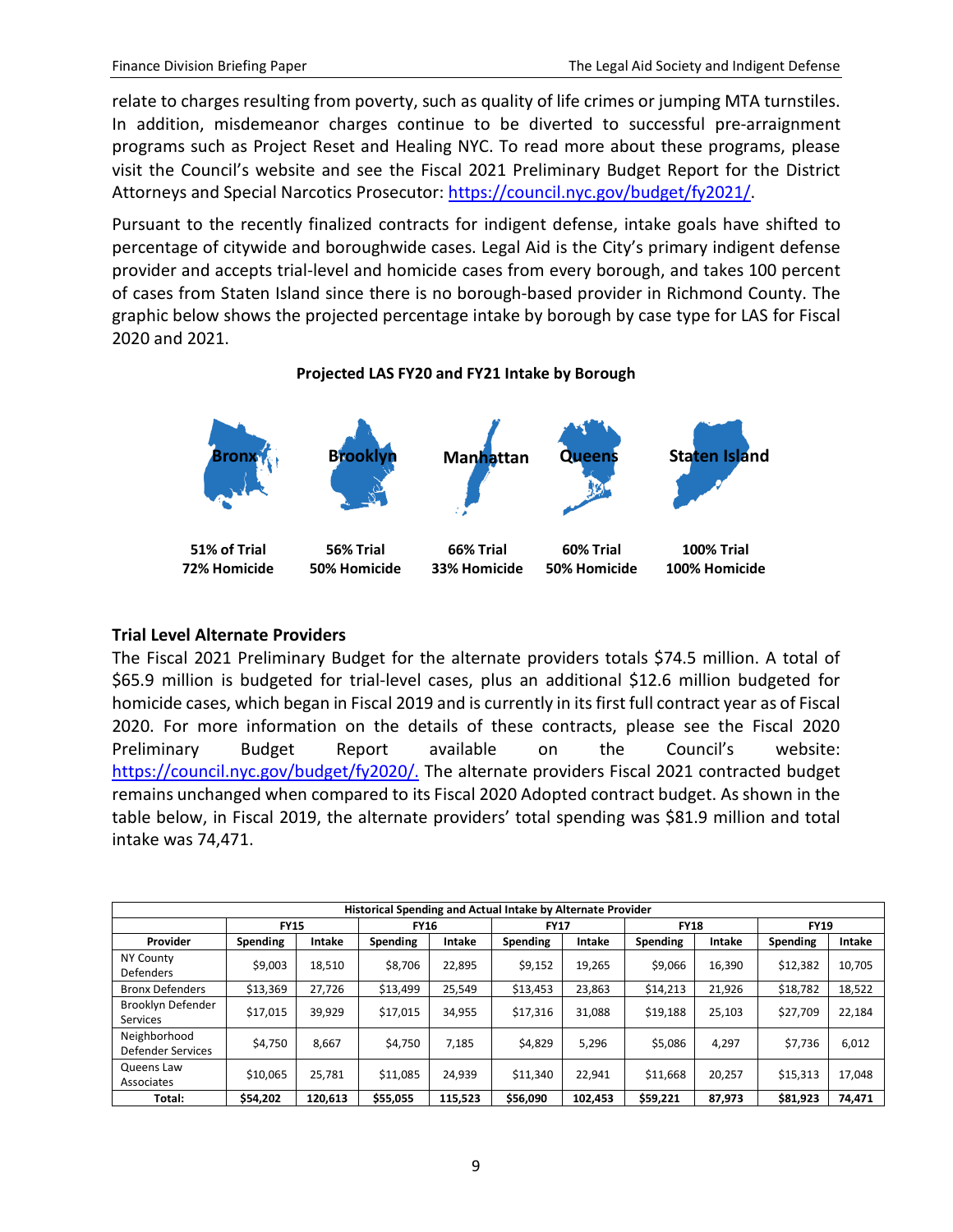relate to charges resulting from poverty, such as quality of life crimes or jumping MTA turnstiles. In addition, misdemeanor charges continue to be diverted to successful pre-arraignment programs such as Project Reset and Healing NYC. To read more about these programs, please visit the Council's website and see the Fiscal 2021 Preliminary Budget Report for the District Attorneys and Special Narcotics Prosecutor: https://council.nyc.gov/budget/fy2021/.

Pursuant to the recently finalized contracts for indigent defense, intake goals have shifted to percentage of citywide and boroughwide cases. Legal Aid is the City's primary indigent defense provider and accepts trial-level and homicide cases from every borough, and takes 100 percent of cases from Staten Island since there is no borough-based provider in Richmond County. The graphic below shows the projected percentage intake by borough by case type for LAS for Fiscal 2020 and 2021.

**Projected LAS FY20 and FY21 Intake by Borough**

| Bronx | Brooklyn | Manhattan | Queens | Staten Island |
|---|---|---|---|---|
| 51% of Trial | 56% Trial | 66% Trial | 60% Trial | 100% Trial |
| 72% Homicide | 50% Homicide | 33% Homicide | 50% Homicide | 100% Homicide |

### Trial Level Alternate Providers

The Fiscal 2021 Preliminary Budget for the alternate providers totals $74.5 million. A total of $65.9 million is budgeted for trial-level cases, plus an additional $12.6 million budgeted for homicide cases, which began in Fiscal 2019 and is currently in its first full contract year as of Fiscal 2020. For more information on the details of these contracts, please see the Fiscal 2020 Preliminary Budget Report available on the Council's website: https://council.nyc.gov/budget/fy2020/. The alternate providers Fiscal 2021 contracted budget remains unchanged when compared to its Fiscal 2020 Adopted contract budget. As shown in the table below, in Fiscal 2019, the alternate providers' total spending was $81.9 million and total intake was 74,471.

**Historical Spending and Actual Intake by Alternate Provider**

| | FY15 | | FY16 | | FY17 | | FY18 | | FY19 | |
|---|---|---|---|---|---|---|---|---|---|---|
| Provider | Spending | Intake | Spending | Intake | Spending | Intake | Spending | Intake | Spending | Intake |
| NY County Defenders | $9,003 | 18,510 | $8,706 | 22,895 | $9,152 | 19,265 | $9,066 | 16,390 | $12,382 | 10,705 |
| Bronx Defenders | $13,369 | 27,726 | $13,499 | 25,549 | $13,453 | 23,863 | $14,213 | 21,926 | $18,782 | 18,522 |
| Brooklyn Defender Services | $17,015 | 39,929 | $17,015 | 34,955 | $17,316 | 31,088 | $19,188 | 25,103 | $27,709 | 22,184 |
| Neighborhood Defender Services | $4,750 | 8,667 | $4,750 | 7,185 | $4,829 | 5,296 | $5,086 | 4,297 | $7,736 | 6,012 |
| Queens Law Associates | $10,065 | 25,781 | $11,085 | 24,939 | $11,340 | 22,941 | $11,668 | 20,257 | $15,313 | 17,048 |
| **Total:** | **$54,202** | **120,613** | **$55,055** | **115,523** | **$56,090** | **102,453** | **$59,221** | **87,973** | **$81,923** | **74,471** |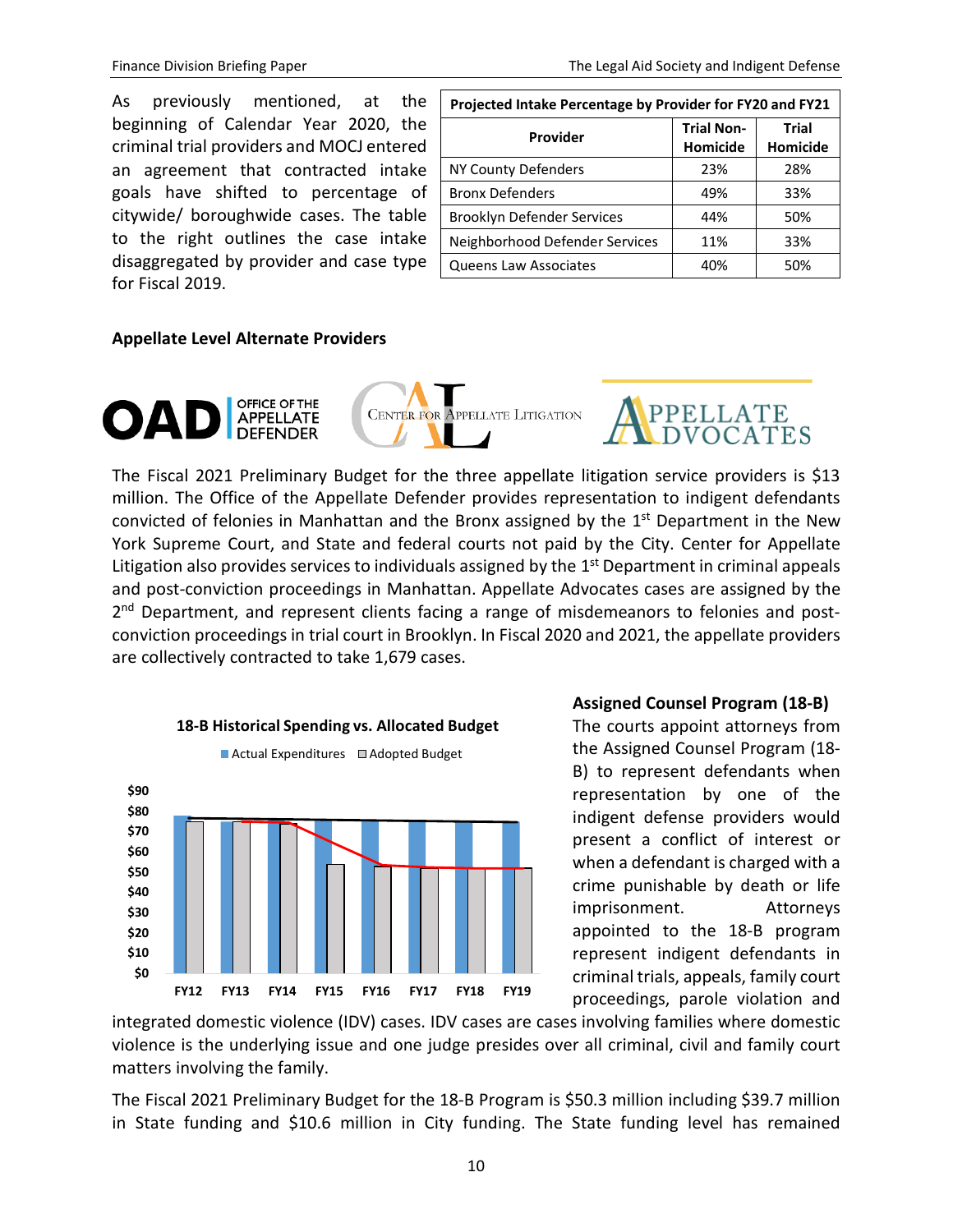As previously mentioned, at the beginning of Calendar Year 2020, the criminal trial providers and MOCJ entered an agreement that contracted intake goals have shifted to percentage of citywide/ boroughwide cases. The table to the right outlines the case intake disaggregated by provider and case type for Fiscal 2019.

| Projected Intake Percentage by Provider for FY20 and FY21 | | |
|---|---|---|
| Provider | Trial Non-Homicide | Trial Homicide |
| NY County Defenders | 23% | 28% |
| Bronx Defenders | 49% | 33% |
| Brooklyn Defender Services | 44% | 50% |
| Neighborhood Defender Services | 11% | 33% |
| Queens Law Associates | 40% | 50% |

**Appellate Level Alternate Providers**

OAD OFFICE OF THE APPELLATE DEFENDER | CENTER FOR APPELLATE LITIGATION | APPELLATE ADVOCATES

The Fiscal 2021 Preliminary Budget for the three appellate litigation service providers is $13 million. The Office of the Appellate Defender provides representation to indigent defendants convicted of felonies in Manhattan and the Bronx assigned by the 1st Department in the New York Supreme Court, and State and federal courts not paid by the City. Center for Appellate Litigation also provides services to individuals assigned by the 1st Department in criminal appeals and post-conviction proceedings in Manhattan. Appellate Advocates cases are assigned by the 2nd Department, and represent clients facing a range of misdemeanors to felonies and post-conviction proceedings in trial court in Brooklyn. In Fiscal 2020 and 2021, the appellate providers are collectively contracted to take 1,679 cases.

**18-B Historical Spending vs. Allocated Budget**

Actual Expenditures | Adopted Budget

$90, $80, $70, $60, $50, $40, $30, $20, $10, $0

FY12, FY13, FY14, FY15, FY16, FY17, FY18, FY19

**Assigned Counsel Program (18-B)**

The courts appoint attorneys from the Assigned Counsel Program (18-B) to represent defendants when representation by one of the indigent defense providers would present a conflict of interest or when a defendant is charged with a crime punishable by death or life imprisonment. Attorneys appointed to the 18-B program represent indigent defendants in criminal trials, appeals, family court proceedings, parole violation and integrated domestic violence (IDV) cases. IDV cases are cases involving families where domestic violence is the underlying issue and one judge presides over all criminal, civil and family court matters involving the family.

The Fiscal 2021 Preliminary Budget for the 18-B Program is $50.3 million including $39.7 million in State funding and $10.6 million in City funding. The State funding level has remained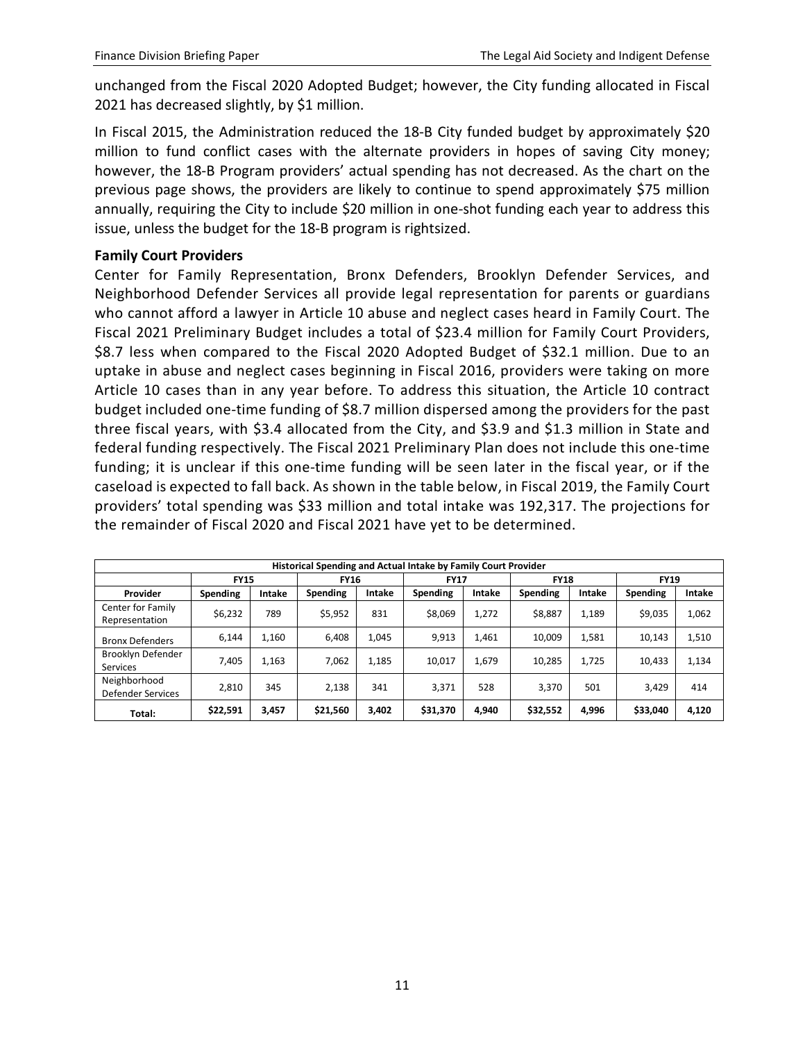unchanged from the Fiscal 2020 Adopted Budget; however, the City funding allocated in Fiscal 2021 has decreased slightly, by $1 million.

In Fiscal 2015, the Administration reduced the 18-B City funded budget by approximately $20 million to fund conflict cases with the alternate providers in hopes of saving City money; however, the 18-B Program providers' actual spending has not decreased. As the chart on the previous page shows, the providers are likely to continue to spend approximately $75 million annually, requiring the City to include $20 million in one-shot funding each year to address this issue, unless the budget for the 18-B program is rightsized.

**Family Court Providers**

Center for Family Representation, Bronx Defenders, Brooklyn Defender Services, and Neighborhood Defender Services all provide legal representation for parents or guardians who cannot afford a lawyer in Article 10 abuse and neglect cases heard in Family Court. The Fiscal 2021 Preliminary Budget includes a total of $23.4 million for Family Court Providers, $8.7 less when compared to the Fiscal 2020 Adopted Budget of $32.1 million. Due to an uptake in abuse and neglect cases beginning in Fiscal 2016, providers were taking on more Article 10 cases than in any year before. To address this situation, the Article 10 contract budget included one-time funding of $8.7 million dispersed among the providers for the past three fiscal years, with $3.4 allocated from the City, and $3.9 and $1.3 million in State and federal funding respectively. The Fiscal 2021 Preliminary Plan does not include this one-time funding; it is unclear if this one-time funding will be seen later in the fiscal year, or if the caseload is expected to fall back. As shown in the table below, in Fiscal 2019, the Family Court providers' total spending was $33 million and total intake was 192,317. The projections for the remainder of Fiscal 2020 and Fiscal 2021 have yet to be determined.

**Historical Spending and Actual Intake by Family Court Provider**

| | FY15 | | FY16 | | FY17 | | FY18 | | FY19 | |
|---|---|---|---|---|---|---|---|---|---|---|
| **Provider** | **Spending** | **Intake** | **Spending** | **Intake** | **Spending** | **Intake** | **Spending** | **Intake** | **Spending** | **Intake** |
| Center for Family Representation | $6,232 | 789 | $5,952 | 831 | $8,069 | 1,272 | $8,887 | 1,189 | $9,035 | 1,062 |
| Bronx Defenders | 6,144 | 1,160 | 6,408 | 1,045 | 9,913 | 1,461 | 10,009 | 1,581 | 10,143 | 1,510 |
| Brooklyn Defender Services | 7,405 | 1,163 | 7,062 | 1,185 | 10,017 | 1,679 | 10,285 | 1,725 | 10,433 | 1,134 |
| Neighborhood Defender Services | 2,810 | 345 | 2,138 | 341 | 3,371 | 528 | 3,370 | 501 | 3,429 | 414 |
| **Total:** | **$22,591** | **3,457** | **$21,560** | **3,402** | **$31,370** | **4,940** | **$32,552** | **4,996** | **$33,040** | **4,120** |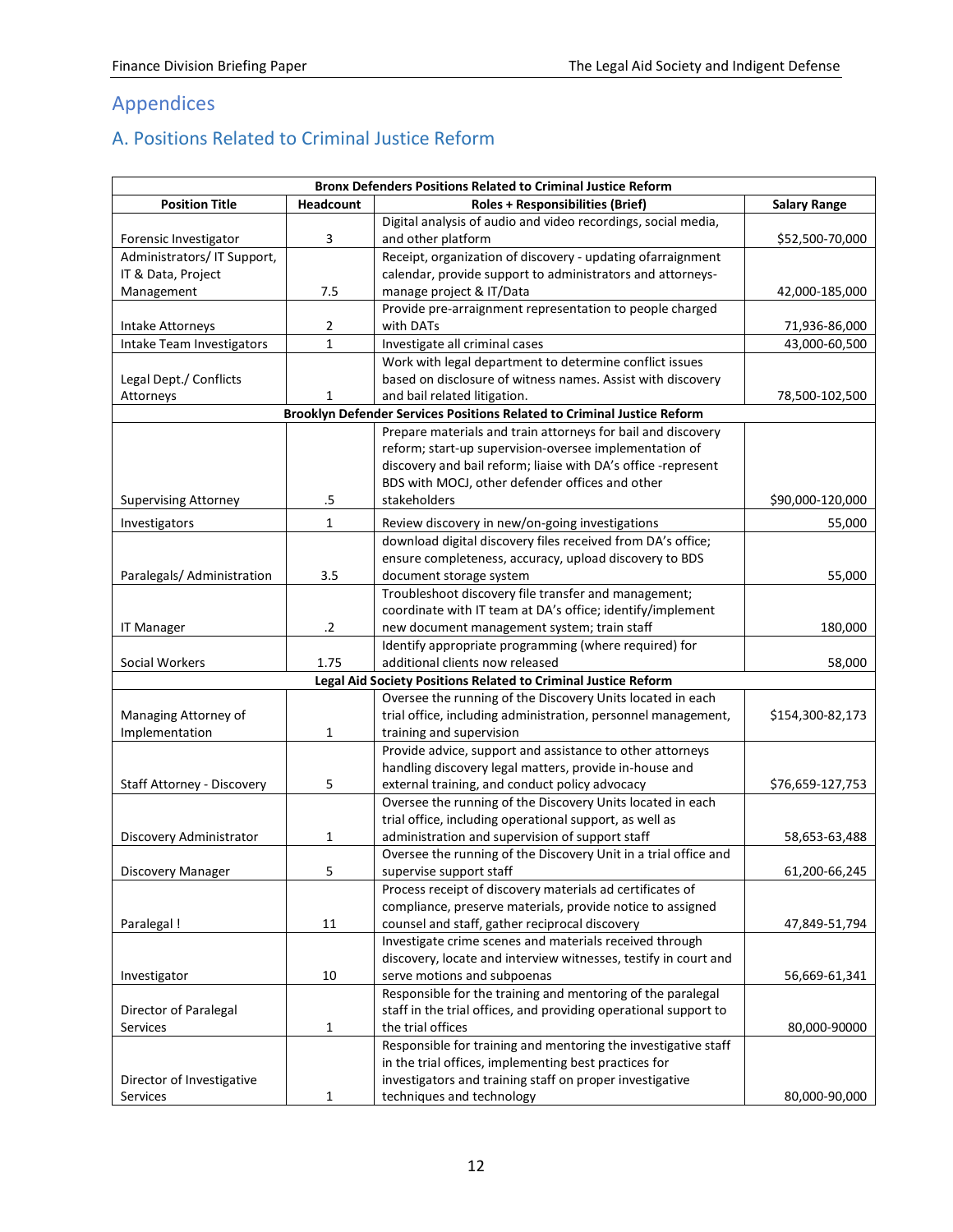## Appendices

### A. Positions Related to Criminal Justice Reform

| Position Title | Headcount | Roles + Responsibilities (Brief) | Salary Range |
|---|---|---|---|
| **Bronx Defenders Positions Related to Criminal Justice Reform** | | | |
| Forensic Investigator | 3 | Digital analysis of audio and video recordings, social media, and other platform | $52,500-70,000 |
| Administrators/ IT Support, IT & Data, Project Management | 7.5 | Receipt, organization of discovery - updating ofarraignment calendar, provide support to administrators and attorneys-manage project & IT/Data | 42,000-185,000 |
| Intake Attorneys | 2 | Provide pre-arraignment representation to people charged with DATs | 71,936-86,000 |
| Intake Team Investigators | 1 | Investigate all criminal cases | 43,000-60,500 |
| Legal Dept./ Conflicts Attorneys | 1 | Work with legal department to determine conflict issues based on disclosure of witness names. Assist with discovery and bail related litigation. | 78,500-102,500 |
| **Brooklyn Defender Services Positions Related to Criminal Justice Reform** | | | |
| Supervising Attorney | .5 | Prepare materials and train attorneys for bail and discovery reform; start-up supervision-oversee implementation of discovery and bail reform; liaise with DA's office -represent BDS with MOCJ, other defender offices and other stakeholders | $90,000-120,000 |
| Investigators | 1 | Review discovery in new/on-going investigations | 55,000 |
| Paralegals/ Administration | 3.5 | download digital discovery files received from DA's office; ensure completeness, accuracy, upload discovery to BDS document storage system | 55,000 |
| IT Manager | .2 | Troubleshoot discovery file transfer and management; coordinate with IT team at DA's office; identify/implement new document management system; train staff | 180,000 |
| Social Workers | 1.75 | Identify appropriate programming (where required) for additional clients now released | 58,000 |
| **Legal Aid Society Positions Related to Criminal Justice Reform** | | | |
| Managing Attorney of Implementation | 1 | Oversee the running of the Discovery Units located in each trial office, including administration, personnel management, training and supervision | $154,300-82,173 |
| Staff Attorney - Discovery | 5 | Provide advice, support and assistance to other attorneys handling discovery legal matters, provide in-house and external training, and conduct policy advocacy | $76,659-127,753 |
| Discovery Administrator | 1 | Oversee the running of the Discovery Units located in each trial office, including operational support, as well as administration and supervision of support staff | 58,653-63,488 |
| Discovery Manager | 5 | Oversee the running of the Discovery Unit in a trial office and supervise support staff | 61,200-66,245 |
| Paralegal ! | 11 | Process receipt of discovery materials ad certificates of compliance, preserve materials, provide notice to assigned counsel and staff, gather reciprocal discovery | 47,849-51,794 |
| Investigator | 10 | Investigate crime scenes and materials received through discovery, locate and interview witnesses, testify in court and serve motions and subpoenas | 56,669-61,341 |
| Director of Paralegal Services | 1 | Responsible for the training and mentoring of the paralegal staff in the trial offices, and providing operational support to the trial offices | 80,000-90000 |
| Director of Investigative Services | 1 | Responsible for training and mentoring the investigative staff in the trial offices, implementing best practices for investigators and training staff on proper investigative techniques and technology | 80,000-90,000 |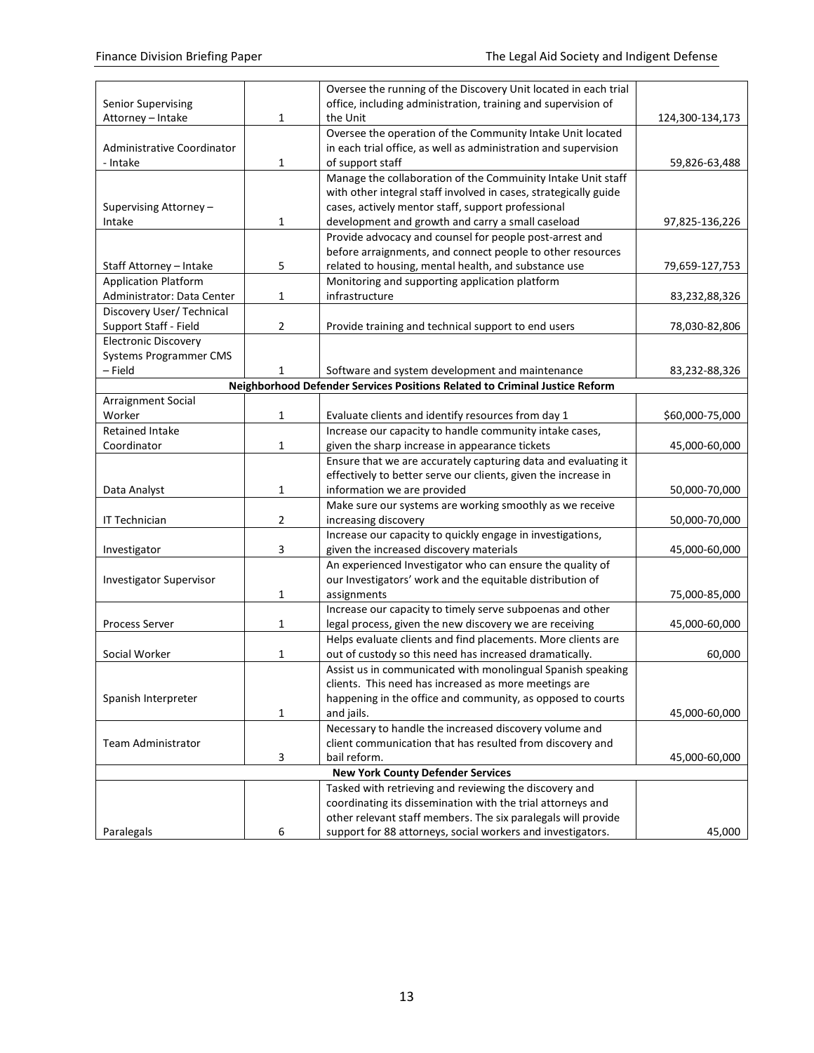| | | | |
|---|---|---|---|
| Senior Supervising Attorney – Intake | 1 | Oversee the running of the Discovery Unit located in each trial office, including administration, training and supervision of the Unit | 124,300-134,173 |
| Administrative Coordinator - Intake | 1 | Oversee the operation of the Community Intake Unit located in each trial office, as well as administration and supervision of support staff | 59,826-63,488 |
| Supervising Attorney – Intake | 1 | Manage the collaboration of the Commuinity Intake Unit staff with other integral staff involved in cases, strategically guide cases, actively mentor staff, support professional development and growth and carry a small caseload | 97,825-136,226 |
| Staff Attorney – Intake | 5 | Provide advocacy and counsel for people post-arrest and before arraignments, and connect people to other resources related to housing, mental health, and substance use | 79,659-127,753 |
| Application Platform Administrator: Data Center | 1 | Monitoring and supporting application platform infrastructure | 83,232,88,326 |
| Discovery User/ Technical Support Staff - Field | 2 | Provide training and technical support to end users | 78,030-82,806 |
| Electronic Discovery Systems Programmer CMS – Field | 1 | Software and system development and maintenance | 83,232-88,326 |
| **Neighborhood Defender Services Positions Related to Criminal Justice Reform** | | | |
| Arraignment Social Worker | 1 | Evaluate clients and identify resources from day 1 | $60,000-75,000 |
| Retained Intake Coordinator | 1 | Increase our capacity to handle community intake cases, given the sharp increase in appearance tickets | 45,000-60,000 |
| Data Analyst | 1 | Ensure that we are accurately capturing data and evaluating it effectively to better serve our clients, given the increase in information we are provided | 50,000-70,000 |
| IT Technician | 2 | Make sure our systems are working smoothly as we receive increasing discovery | 50,000-70,000 |
| Investigator | 3 | Increase our capacity to quickly engage in investigations, given the increased discovery materials | 45,000-60,000 |
| Investigator Supervisor | 1 | An experienced Investigator who can ensure the quality of our Investigators' work and the equitable distribution of assignments | 75,000-85,000 |
| Process Server | 1 | Increase our capacity to timely serve subpoenas and other legal process, given the new discovery we are receiving | 45,000-60,000 |
| Social Worker | 1 | Helps evaluate clients and find placements. More clients are out of custody so this need has increased dramatically. | 60,000 |
| Spanish Interpreter | 1 | Assist us in communicated with monolingual Spanish speaking clients. This need has increased as more meetings are happening in the office and community, as opposed to courts and jails. | 45,000-60,000 |
| Team Administrator | 3 | Necessary to handle the increased discovery volume and client communication that has resulted from discovery and bail reform. | 45,000-60,000 |
| **New York County Defender Services** | | | |
| Paralegals | 6 | Tasked with retrieving and reviewing the discovery and coordinating its dissemination with the trial attorneys and other relevant staff members. The six paralegals will provide support for 88 attorneys, social workers and investigators. | 45,000 |